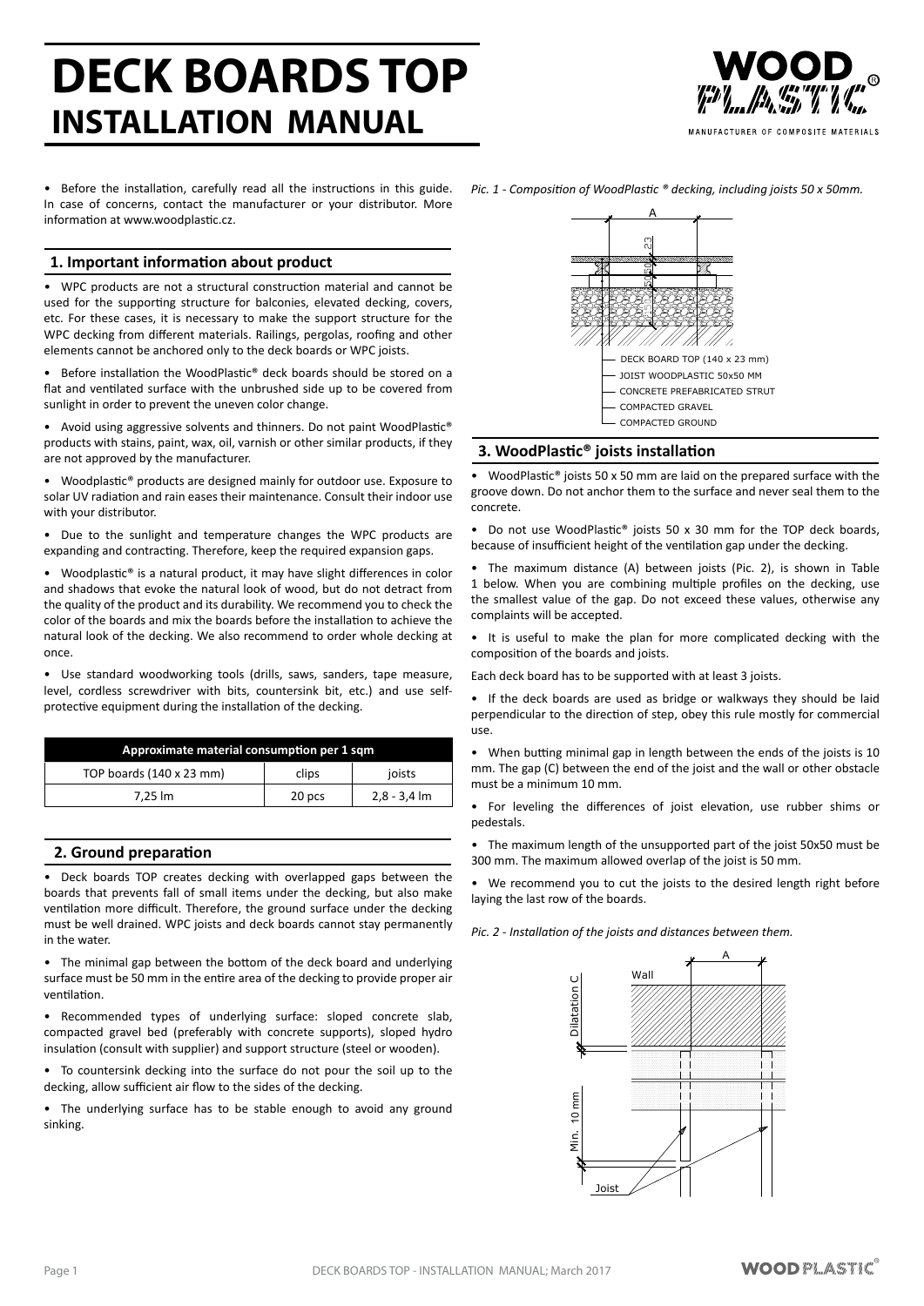# DECK BOARDS TOP
## INSTALLATION MANUAL

• Before the installation, carefully read all the instructions in this guide. In case of concerns, contact the manufacturer or your distributor. More information at www.woodplastic.cz.

### 1. Important information about product

• WPC products are not a structural construction material and cannot be used for the supporting structure for balconies, elevated decking, covers, etc. For these cases, it is necessary to make the support structure for the WPC decking from different materials. Railings, pergolas, roofing and other elements cannot be anchored only to the deck boards or WPC joists.

• Before installation the WoodPlastic® deck boards should be stored on a flat and ventilated surface with the unbrushed side up to be covered from sunlight in order to prevent the uneven color change.

• Avoid using aggressive solvents and thinners. Do not paint WoodPlastic® products with stains, paint, wax, oil, varnish or other similar products, if they are not approved by the manufacturer.

• Woodplastic® products are designed mainly for outdoor use. Exposure to solar UV radiation and rain eases their maintenance. Consult their indoor use with your distributor.

• Due to the sunlight and temperature changes the WPC products are expanding and contracting. Therefore, keep the required expansion gaps.

• Woodplastic® is a natural product, it may have slight differences in color and shadows that evoke the natural look of wood, but do not detract from the quality of the product and its durability. We recommend you to check the color of the boards and mix the boards before the installation to achieve the natural look of the decking. We also recommend to order whole decking at once.

• Use standard woodworking tools (drills, saws, sanders, tape measure, level, cordless screwdriver with bits, countersink bit, etc.) and use self-protective equipment during the installation of the decking.

| Approximate material consumption per 1 sqm | | |
|---|---|---|
| TOP boards (140 x 23 mm) | clips | joists |
| 7,25 lm | 20 pcs | 2,8 - 3,4 lm |

### 2. Ground preparation

• Deck boards TOP creates decking with overlapped gaps between the boards that prevents fall of small items under the decking, but also make ventilation more difficult. Therefore, the ground surface under the decking must be well drained. WPC joists and deck boards cannot stay permanently in the water.

• The minimal gap between the bottom of the deck board and underlying surface must be 50 mm in the entire area of the decking to provide proper air ventilation.

• Recommended types of underlying surface: sloped concrete slab, compacted gravel bed (preferably with concrete supports), sloped hydro insulation (consult with supplier) and support structure (steel or wooden).

• To countersink decking into the surface do not pour the soil up to the decking, allow sufficient air flow to the sides of the decking.

• The underlying surface has to be stable enough to avoid any ground sinking.

*Pic. 1 - Composition of WoodPlastic ® decking, including joists 50 x 50mm.*

A, 23, 50

DECK BOARD TOP (140 x 23 mm)
JOIST WOODPLASTIC 50x50 MM
CONCRETE PREFABRICATED STRUT
COMPACTED GRAVEL
COMPACTED GROUND

### 3. WoodPlastic® joists installation

• WoodPlastic® joists 50 x 50 mm are laid on the prepared surface with the groove down. Do not anchor them to the surface and never seal them to the concrete.

• Do not use WoodPlastic® joists 50 x 30 mm for the TOP deck boards, because of insufficient height of the ventilation gap under the decking.

• The maximum distance (A) between joists (Pic. 2), is shown in Table 1 below. When you are combining multiple profiles on the decking, use the smallest value of the gap. Do not exceed these values, otherwise any complaints will be accepted.

• It is useful to make the plan for more complicated decking with the composition of the boards and joists.

Each deck board has to be supported with at least 3 joists.

• If the deck boards are used as bridge or walkways they should be laid perpendicular to the direction of step, obey this rule mostly for commercial use.

• When butting minimal gap in length between the ends of the joists is 10 mm. The gap (C) between the end of the joist and the wall or other obstacle must be a minimum 10 mm.

• For leveling the differences of joist elevation, use rubber shims or pedestals.

• The maximum length of the unsupported part of the joist 50x50 must be 300 mm. The maximum allowed overlap of the joist is 50 mm.

• We recommend you to cut the joists to the desired length right before laying the last row of the boards.

*Pic. 2 - Installation of the joists and distances between them.*

A, Wall, Dilatation C, Min. 10 mm, Joist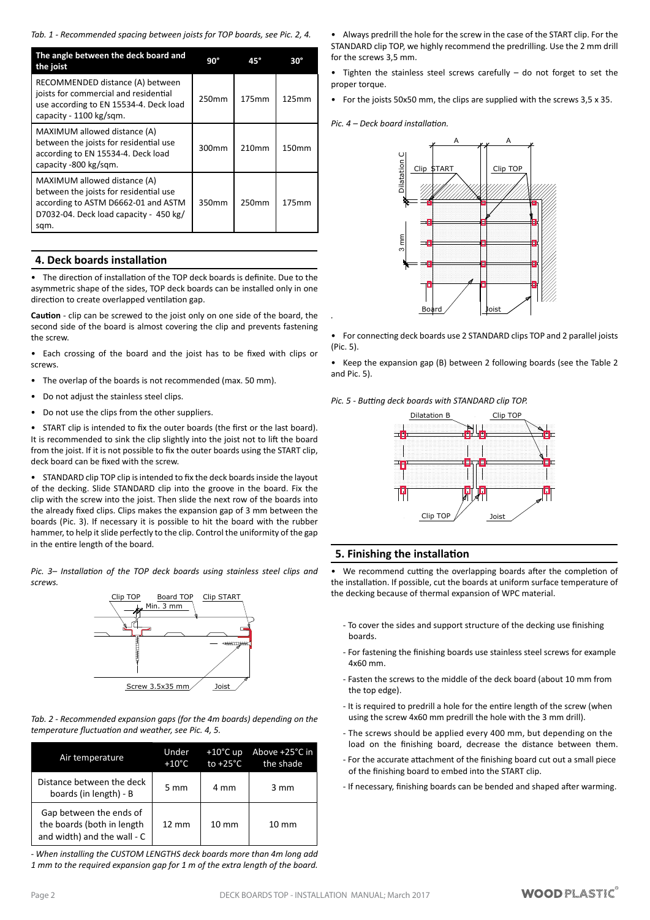*Tab. 1 - Recommended spacing between joists for TOP boards, see Pic. 2, 4.*

| The angle between the deck board and the joist | 90° | 45° | 30° |
|---|---|---|---|
| RECOMMENDED distance (A) between joists for commercial and residential use according to EN 15534-4. Deck load capacity - 1100 kg/sqm. | 250mm | 175mm | 125mm |
| MAXIMUM allowed distance (A) between the joists for residential use according to EN 15534-4. Deck load capacity -800 kg/sqm. | 300mm | 210mm | 150mm |
| MAXIMUM allowed distance (A) between the joists for residential use according to ASTM D6662-01 and ASTM D7032-04. Deck load capacity - 450 kg/sqm. | 350mm | 250mm | 175mm |

## 4. Deck boards installation

- The direction of installation of the TOP deck boards is definite. Due to the asymmetric shape of the sides, TOP deck boards can be installed only in one direction to create overlapped ventilation gap.

**Caution** - clip can be screwed to the joist only on one side of the board, the second side of the board is almost covering the clip and prevents fastening the screw.

- Each crossing of the board and the joist has to be fixed with clips or screws.
- The overlap of the boards is not recommended (max. 50 mm).
- Do not adjust the stainless steel clips.
- Do not use the clips from the other suppliers.
- START clip is intended to fix the outer boards (the first or the last board). It is recommended to sink the clip slightly into the joist not to lift the board from the joist. If it is not possible to fix the outer boards using the START clip, deck board can be fixed with the screw.
- STANDARD clip TOP clip is intended to fix the deck boards inside the layout of the decking. Slide STANDARD clip into the groove in the board. Fix the clip with the screw into the joist. Then slide the next row of the boards into the already fixed clips. Clips makes the expansion gap of 3 mm between the boards (Pic. 3). If necessary it is possible to hit the board with the rubber hammer, to help it slide perfectly to the clip. Control the uniformity of the gap in the entire length of the board.

*Pic. 3– Installation of the TOP deck boards using stainless steel clips and screws.*

Clip TOP   Board TOP   Clip START   Min. 3 mm   Screw 3.5x35 mm   Joist

*Tab. 2 - Recommended expansion gaps (for the 4m boards) depending on the temperature fluctuation and weather, see Pic. 4, 5.*

| Air temperature | Under +10°C | +10°C up to +25°C | Above +25°C in the shade |
|---|---|---|---|
| Distance between the deck boards (in length) - B | 5 mm | 4 mm | 3 mm |
| Gap between the ends of the boards (both in length and width) and the wall - C | 12 mm | 10 mm | 10 mm |

*- When installing the CUSTOM LENGTHS deck boards more than 4m long add 1 mm to the required expansion gap for 1 m of the extra length of the board.*

- Always predrill the hole for the screw in the case of the START clip. For the STANDARD clip TOP, we highly recommend the predrilling. Use the 2 mm drill for the screws 3,5 mm.
- Tighten the stainless steel screws carefully – do not forget to set the proper torque.
- For the joists 50x50 mm, the clips are supplied with the screws 3,5 x 35.

*Pic. 4 – Deck board installation.*

A   A   Dilatation C   Clip START   Clip TOP   3 mm   Board   Joist

- For connecting deck boards use 2 STANDARD clips TOP and 2 parallel joists (Pic. 5).
- Keep the expansion gap (B) between 2 following boards (see the Table 2 and Pic. 5).

*Pic. 5 - Butting deck boards with STANDARD clip TOP.*

Dilatation B   Clip TOP   Clip TOP   Joist

## 5. Finishing the installation

- We recommend cutting the overlapping boards after the completion of the installation. If possible, cut the boards at uniform surface temperature of the decking because of thermal expansion of WPC material.

- To cover the sides and support structure of the decking use finishing boards.
- For fastening the finishing boards use stainless steel screws for example 4x60 mm.
- Fasten the screws to the middle of the deck board (about 10 mm from the top edge).
- It is required to predrill a hole for the entire length of the screw (when using the screw 4x60 mm predrill the hole with the 3 mm drill).
- The screws should be applied every 400 mm, but depending on the load on the finishing board, decrease the distance between them.
- For the accurate attachment of the finishing board cut out a small piece of the finishing board to embed into the START clip.
- If necessary, finishing boards can be bended and shaped after warming.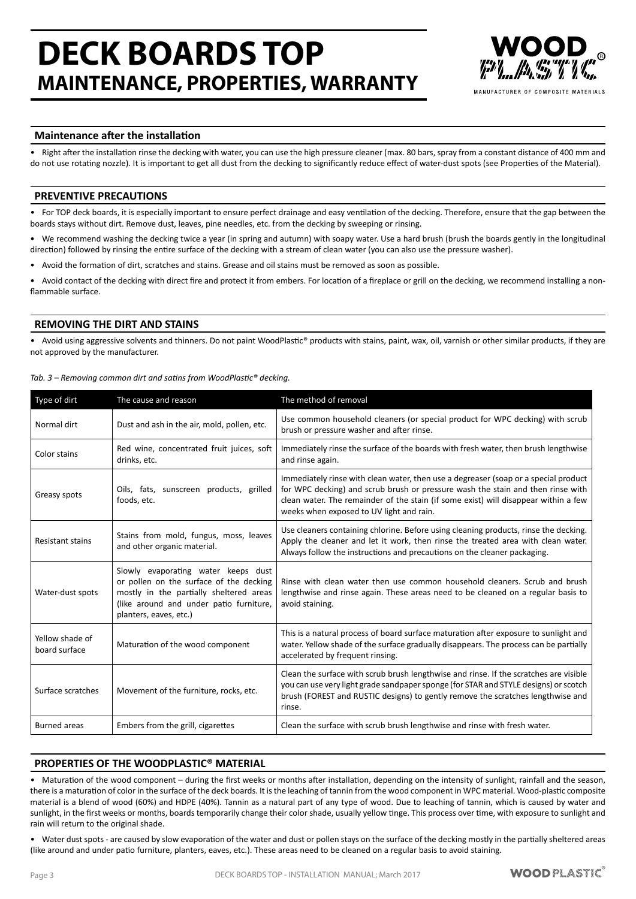# DECK BOARDS TOP
## MAINTENANCE, PROPERTIES, WARRANTY

### Maintenance after the installation

• Right after the installation rinse the decking with water, you can use the high pressure cleaner (max. 80 bars, spray from a constant distance of 400 mm and do not use rotating nozzle). It is important to get all dust from the decking to significantly reduce effect of water-dust spots (see Properties of the Material).

### PREVENTIVE PRECAUTIONS

• For TOP deck boards, it is especially important to ensure perfect drainage and easy ventilation of the decking. Therefore, ensure that the gap between the boards stays without dirt. Remove dust, leaves, pine needles, etc. from the decking by sweeping or rinsing.

• We recommend washing the decking twice a year (in spring and autumn) with soapy water. Use a hard brush (brush the boards gently in the longitudinal direction) followed by rinsing the entire surface of the decking with a stream of clean water (you can also use the pressure washer).

• Avoid the formation of dirt, scratches and stains. Grease and oil stains must be removed as soon as possible.

• Avoid contact of the decking with direct fire and protect it from embers. For location of a fireplace or grill on the decking, we recommend installing a non-flammable surface.

### REMOVING THE DIRT AND STAINS

• Avoid using aggressive solvents and thinners. Do not paint WoodPlastic® products with stains, paint, wax, oil, varnish or other similar products, if they are not approved by the manufacturer.

*Tab. 3 – Removing common dirt and satins from WoodPlastic® decking.*

| Type of dirt | The cause and reason | The method of removal |
|---|---|---|
| Normal dirt | Dust and ash in the air, mold, pollen, etc. | Use common household cleaners (or special product for WPC decking) with scrub brush or pressure washer and after rinse. |
| Color stains | Red wine, concentrated fruit juices, soft drinks, etc. | Immediately rinse the surface of the boards with fresh water, then brush lengthwise and rinse again. |
| Greasy spots | Oils, fats, sunscreen products, grilled foods, etc. | Immediately rinse with clean water, then use a degreaser (soap or a special product for WPC decking) and scrub brush or pressure wash the stain and then rinse with clean water. The remainder of the stain (if some exist) will disappear within a few weeks when exposed to UV light and rain. |
| Resistant stains | Stains from mold, fungus, moss, leaves and other organic material. | Use cleaners containing chlorine. Before using cleaning products, rinse the decking. Apply the cleaner and let it work, then rinse the treated area with clean water. Always follow the instructions and precautions on the cleaner packaging. |
| Water-dust spots | Slowly evaporating water keeps dust or pollen on the surface of the decking mostly in the partially sheltered areas (like around and under patio furniture, planters, eaves, etc.) | Rinse with clean water then use common household cleaners. Scrub and brush lengthwise and rinse again. These areas need to be cleaned on a regular basis to avoid staining. |
| Yellow shade of board surface | Maturation of the wood component | This is a natural process of board surface maturation after exposure to sunlight and water. Yellow shade of the surface gradually disappears. The process can be partially accelerated by frequent rinsing. |
| Surface scratches | Movement of the furniture, rocks, etc. | Clean the surface with scrub brush lengthwise and rinse. If the scratches are visible you can use very light grade sandpaper sponge (for STAR and STYLE designs) or scotch brush (FOREST and RUSTIC designs) to gently remove the scratches lengthwise and rinse. |
| Burned areas | Embers from the grill, cigarettes | Clean the surface with scrub brush lengthwise and rinse with fresh water. |

### PROPERTIES OF THE WOODPLASTIC® MATERIAL

• Maturation of the wood component – during the first weeks or months after installation, depending on the intensity of sunlight, rainfall and the season, there is a maturation of color in the surface of the deck boards. It is the leaching of tannin from the wood component in WPC material. Wood-plastic composite material is a blend of wood (60%) and HDPE (40%). Tannin as a natural part of any type of wood. Due to leaching of tannin, which is caused by water and sunlight, in the first weeks or months, boards temporarily change their color shade, usually yellow tinge. This process over time, with exposure to sunlight and rain will return to the original shade.

• Water dust spots - are caused by slow evaporation of the water and dust or pollen stays on the surface of the decking mostly in the partially sheltered areas (like around and under patio furniture, planters, eaves, etc.). These areas need to be cleaned on a regular basis to avoid staining.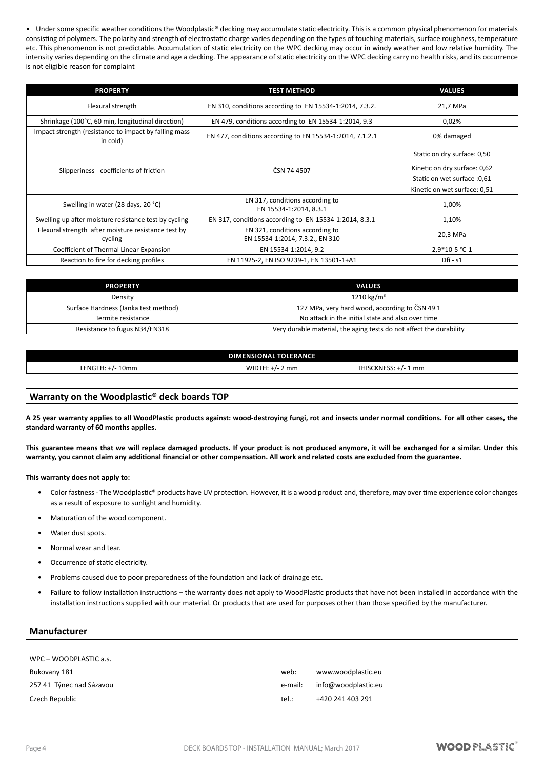• Under some specific weather conditions the Woodplastic® decking may accumulate static electricity. This is a common physical phenomenon for materials consisting of polymers. The polarity and strength of electrostatic charge varies depending on the types of touching materials, surface roughness, temperature etc. This phenomenon is not predictable. Accumulation of static electricity on the WPC decking may occur in windy weather and low relative humidity. The intensity varies depending on the climate and age a decking. The appearance of static electricity on the WPC decking carry no health risks, and its occurrence is not eligible reason for complaint

| PROPERTY | TEST METHOD | VALUES |
|---|---|---|
| Flexural strength | EN 310, conditions according to EN 15534-1:2014, 7.3.2. | 21,7 MPa |
| Shrinkage (100°C, 60 min, longitudinal direction) | EN 479, conditions according to EN 15534-1:2014, 9.3 | 0,02% |
| Impact strength (resistance to impact by falling mass in cold) | EN 477, conditions according to EN 15534-1:2014, 7.1.2.1 | 0% damaged |
| Slipperiness - coefficients of friction | ČSN 74 4507 | Static on dry surface: 0,50 |
| | | Kinetic on dry surface: 0,62 |
| | | Static on wet surface :0,61 |
| | | Kinetic on wet surface: 0,51 |
| Swelling in water (28 days, 20 °C) | EN 317, conditions according to EN 15534-1:2014, 8.3.1 | 1,00% |
| Swelling up after moisture resistance test by cycling | EN 317, conditions according to EN 15534-1:2014, 8.3.1 | 1,10% |
| Flexural strength after moisture resistance test by cycling | EN 321, conditions according to EN 15534-1:2014, 7.3.2., EN 310 | 20,3 MPa |
| Coefficient of Thermal Linear Expansion | EN 15534-1:2014, 9.2 | 2,9*10-5 °C-1 |
| Reaction to fire for decking profiles | EN 11925-2, EN ISO 9239-1, EN 13501-1+A1 | Dfl - s1 |

| PROPERTY | VALUES |
|---|---|
| Density | 1210 kg/m³ |
| Surface Hardness (Janka test method) | 127 MPa, very hard wood, according to ČSN 49 1 |
| Termite resistance | No attack in the initial state and also over time |
| Resistance to fugus N34/EN318 | Very durable material, the aging tests do not affect the durability |

| DIMENSIONAL TOLERANCE | | |
|---|---|---|
| LENGTH: +/- 10mm | WIDTH: +/- 2 mm | THISCKNESS: +/- 1 mm |

## Warranty on the Woodplastic® deck boards TOP

**A 25 year warranty applies to all WoodPlastic products against: wood-destroying fungi, rot and insects under normal conditions. For all other cases, the standard warranty of 60 months applies.**

**This guarantee means that we will replace damaged products. If your product is not produced anymore, it will be exchanged for a similar. Under this warranty, you cannot claim any additional financial or other compensation. All work and related costs are excluded from the guarantee.**

**This warranty does not apply to:**

- Color fastness - The Woodplastic® products have UV protection. However, it is a wood product and, therefore, may over time experience color changes as a result of exposure to sunlight and humidity.
- Maturation of the wood component.
- Water dust spots.
- Normal wear and tear.
- Occurrence of static electricity.
- Problems caused due to poor preparedness of the foundation and lack of drainage etc.
- Failure to follow installation instructions – the warranty does not apply to WoodPlastic products that have not been installed in accordance with the installation instructions supplied with our material. Or products that are used for purposes other than those specified by the manufacturer.

## Manufacturer

WPC – WOODPLASTIC a.s.
Bukovany 181
257 41 Týnec nad Sázavou
Czech Republic

web: www.woodplastic.eu
e-mail: info@woodplastic.eu
tel.: +420 241 403 291